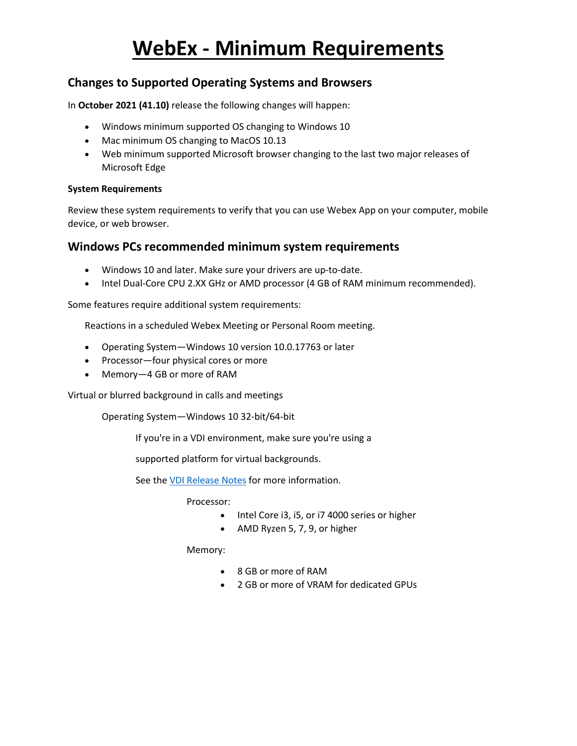# WebEx - Minimum Requirements

## Changes to Supported Operating Systems and Browsers

In **October 2021 (41.10)** release the following changes will happen:

- Windows minimum supported OS changing to Windows 10
- Mac minimum OS changing to MacOS 10.13
- Web minimum supported Microsoft browser changing to the last two major releases of Microsoft Edge

#### System Requirements

Review these system requirements to verify that you can use Webex App on your computer, mobile device, or web browser.

## Windows PCs recommended minimum system requirements

- Windows 10 and later. Make sure your drivers are up-to-date.
- Intel Dual-Core CPU 2.XX GHz or AMD processor (4 GB of RAM minimum recommended).

Some features require additional system requirements:

Reactions in a scheduled Webex Meeting or Personal Room meeting.

- Operating System—Windows 10 version 10.0.17763 or later
- Processor—four physical cores or more
- Memory—4 GB or more of RAM

Virtual or blurred background in calls and meetings

Operating System—Windows 10 32-bit/64-bit

If you're in a VDI environment, make sure you're using a supported platform for virtual backgrounds.

See the [VDI Release Notes] for more information.

Processor:

- Intel Core i3, i5, or i7 4000 series or higher
- AMD Ryzen 5, 7, 9, or higher

Memory:

- 8 GB or more of RAM
- 2 GB or more of VRAM for dedicated GPUs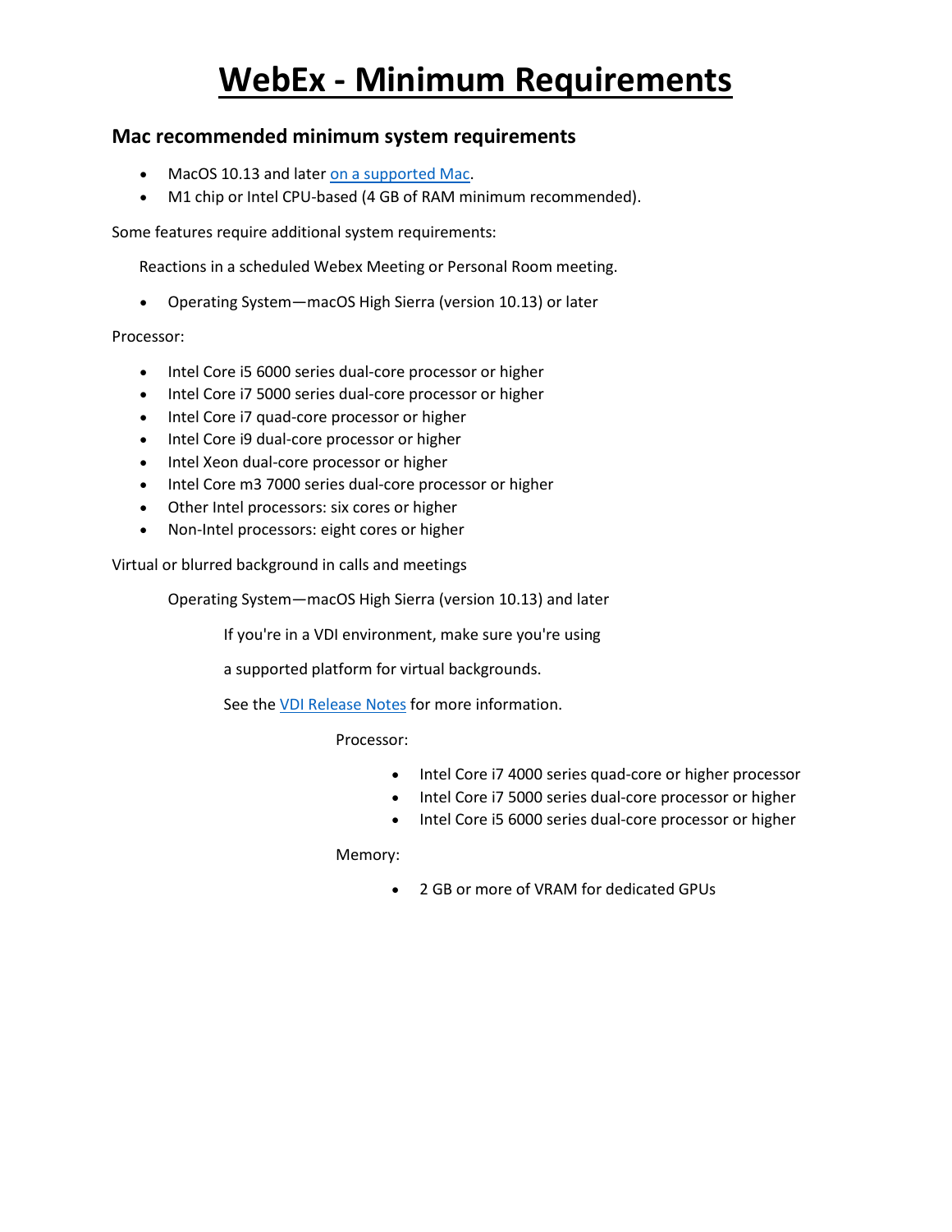# WebEx - Minimum Requirements

## Mac recommended minimum system requirements

- MacOS 10.13 and later [on a supported Mac](#).
- M1 chip or Intel CPU-based (4 GB of RAM minimum recommended).

Some features require additional system requirements:

Reactions in a scheduled Webex Meeting or Personal Room meeting.

- Operating System—macOS High Sierra (version 10.13) or later

Processor:

- Intel Core i5 6000 series dual-core processor or higher
- Intel Core i7 5000 series dual-core processor or higher
- Intel Core i7 quad-core processor or higher
- Intel Core i9 dual-core processor or higher
- Intel Xeon dual-core processor or higher
- Intel Core m3 7000 series dual-core processor or higher
- Other Intel processors: six cores or higher
- Non-Intel processors: eight cores or higher

Virtual or blurred background in calls and meetings

Operating System—macOS High Sierra (version 10.13) and later

If you're in a VDI environment, make sure you're using

a supported platform for virtual backgrounds.

See the [VDI Release Notes](#) for more information.

Processor:

- Intel Core i7 4000 series quad-core or higher processor
- Intel Core i7 5000 series dual-core processor or higher
- Intel Core i5 6000 series dual-core processor or higher

Memory:

- 2 GB or more of VRAM for dedicated GPUs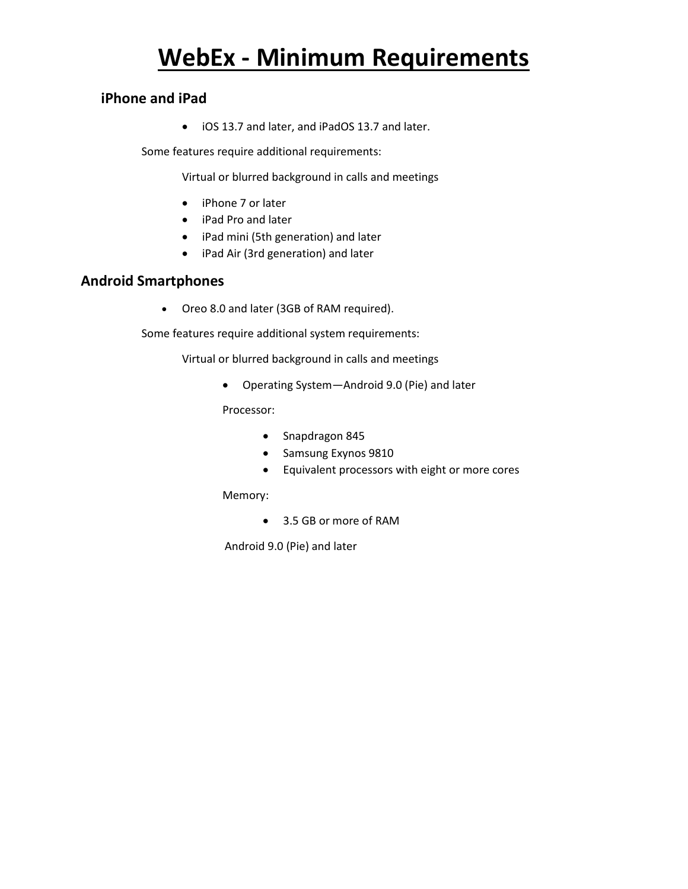# WebEx - Minimum Requirements

## iPhone and iPad

- iOS 13.7 and later, and iPadOS 13.7 and later.

Some features require additional requirements:

Virtual or blurred background in calls and meetings

- iPhone 7 or later
- iPad Pro and later
- iPad mini (5th generation) and later
- iPad Air (3rd generation) and later

## Android Smartphones

- Oreo 8.0 and later (3GB of RAM required).

Some features require additional system requirements:

Virtual or blurred background in calls and meetings

- Operating System—Android 9.0 (Pie) and later

Processor:

- Snapdragon 845
- Samsung Exynos 9810
- Equivalent processors with eight or more cores

Memory:

- 3.5 GB or more of RAM

Android 9.0 (Pie) and later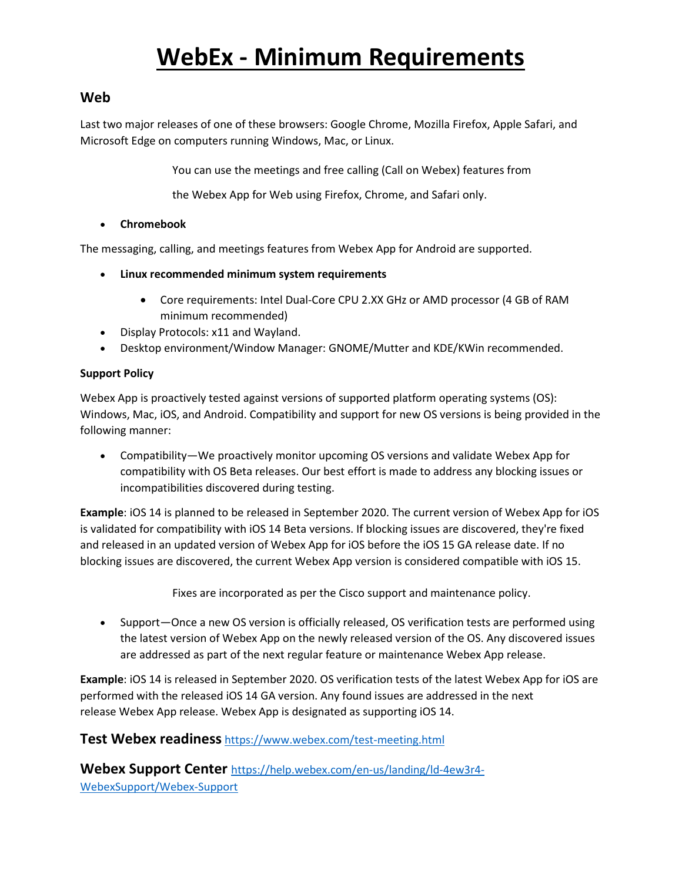# WebEx - Minimum Requirements

## Web

Last two major releases of one of these browsers: Google Chrome, Mozilla Firefox, Apple Safari, and Microsoft Edge on computers running Windows, Mac, or Linux.

> You can use the meetings and free calling (Call on Webex) features from
>
> the Webex App for Web using Firefox, Chrome, and Safari only.

- **Chromebook**

The messaging, calling, and meetings features from Webex App for Android are supported.

- **Linux recommended minimum system requirements**
    - Core requirements: Intel Dual-Core CPU 2.XX GHz or AMD processor (4 GB of RAM minimum recommended)
- Display Protocols: x11 and Wayland.
- Desktop environment/Window Manager: GNOME/Mutter and KDE/KWin recommended.

**Support Policy**

Webex App is proactively tested against versions of supported platform operating systems (OS): Windows, Mac, iOS, and Android. Compatibility and support for new OS versions is being provided in the following manner:

- Compatibility—We proactively monitor upcoming OS versions and validate Webex App for compatibility with OS Beta releases. Our best effort is made to address any blocking issues or incompatibilities discovered during testing.

**Example**: iOS 14 is planned to be released in September 2020. The current version of Webex App for iOS is validated for compatibility with iOS 14 Beta versions. If blocking issues are discovered, they're fixed and released in an updated version of Webex App for iOS before the iOS 15 GA release date. If no blocking issues are discovered, the current Webex App version is considered compatible with iOS 15.

> Fixes are incorporated as per the Cisco support and maintenance policy.

- Support—Once a new OS version is officially released, OS verification tests are performed using the latest version of Webex App on the newly released version of the OS. Any discovered issues are addressed as part of the next regular feature or maintenance Webex App release.

**Example**: iOS 14 is released in September 2020. OS verification tests of the latest Webex App for iOS are performed with the released iOS 14 GA version. Any found issues are addressed in the next release Webex App release. Webex App is designated as supporting iOS 14.

### Test Webex readiness https://www.webex.com/test-meeting.html

### Webex Support Center https://help.webex.com/en-us/landing/ld-4ew3r4-WebexSupport/Webex-Support